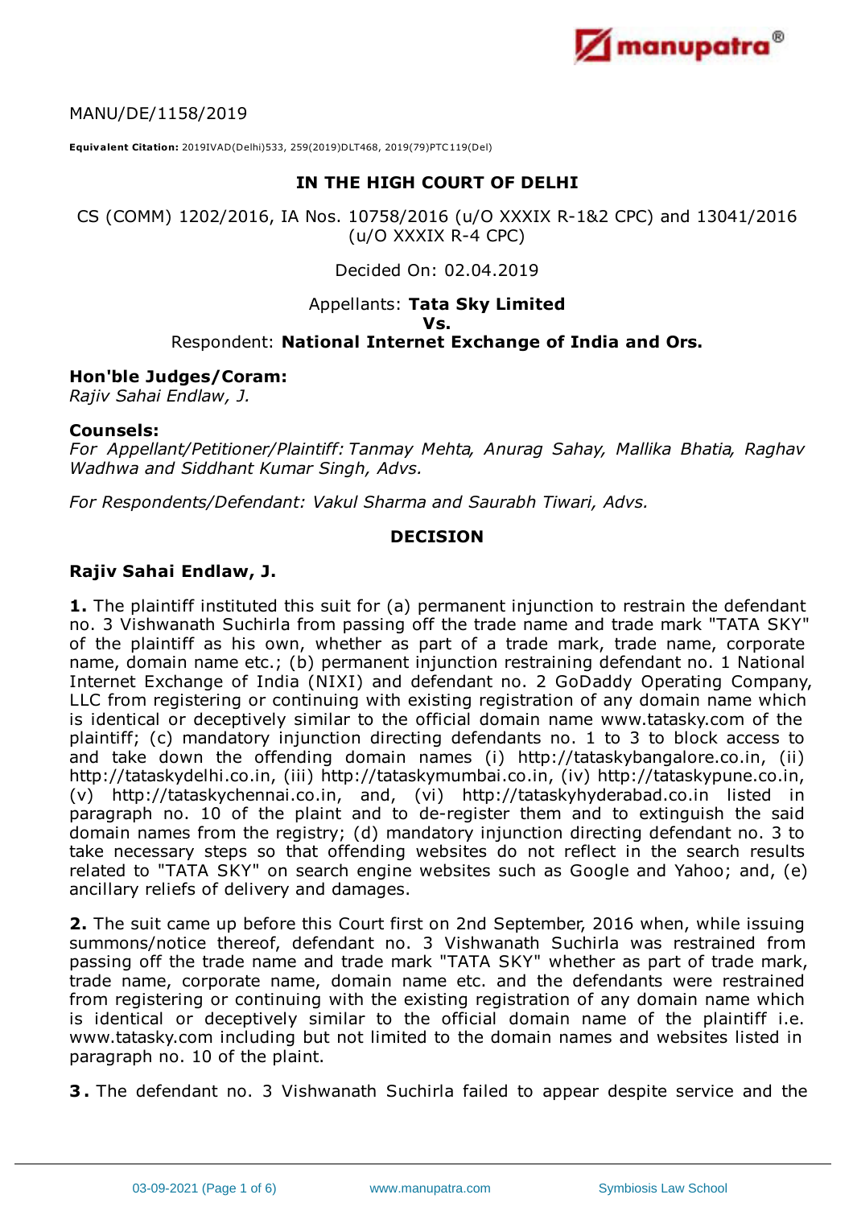MANU/DE/1158/2019

**Equivalent Citation:** 2019IVAD(Delhi)533, 259(2019)DLT468, 2019(79)PTC119(Del)

**IN THE HIGH COURT OF DELHI**

CS (COMM) 1202/2016, IA Nos. 10758/2016 (u/O XXXIX R-1&2 CPC) and 13041/2016 (u/O XXXIX R-4 CPC)

Decided On: 02.04.2019

Appellants: **Tata Sky Limited**
**Vs.**
Respondent: **National Internet Exchange of India and Ors.**

**Hon'ble Judges/Coram:**
*Rajiv Sahai Endlaw, J.*

**Counsels:**
*For Appellant/Petitioner/Plaintiff: Tanmay Mehta, Anurag Sahay, Mallika Bhatia, Raghav Wadhwa and Siddhant Kumar Singh, Advs.*

*For Respondents/Defendant: Vakul Sharma and Saurabh Tiwari, Advs.*

**DECISION**

**Rajiv Sahai Endlaw, J.**

**1.** The plaintiff instituted this suit for (a) permanent injunction to restrain the defendant no. 3 Vishwanath Suchirla from passing off the trade name and trade mark "TATA SKY" of the plaintiff as his own, whether as part of a trade mark, trade name, corporate name, domain name etc.; (b) permanent injunction restraining defendant no. 1 National Internet Exchange of India (NIXI) and defendant no. 2 GoDaddy Operating Company, LLC from registering or continuing with existing registration of any domain name which is identical or deceptively similar to the official domain name www.tatasky.com of the plaintiff; (c) mandatory injunction directing defendants no. 1 to 3 to block access to and take down the offending domain names (i) http://tataskybangalore.co.in, (ii) http://tataskydelhi.co.in, (iii) http://tataskymumbai.co.in, (iv) http://tataskypune.co.in, (v) http://tataskychennai.co.in, and, (vi) http://tataskyhyderabad.co.in listed in paragraph no. 10 of the plaint and to de-register them and to extinguish the said domain names from the registry; (d) mandatory injunction directing defendant no. 3 to take necessary steps so that offending websites do not reflect in the search results related to "TATA SKY" on search engine websites such as Google and Yahoo; and, (e) ancillary reliefs of delivery and damages.

**2.** The suit came up before this Court first on 2nd September, 2016 when, while issuing summons/notice thereof, defendant no. 3 Vishwanath Suchirla was restrained from passing off the trade name and trade mark "TATA SKY" whether as part of trade mark, trade name, corporate name, domain name etc. and the defendants were restrained from registering or continuing with the existing registration of any domain name which is identical or deceptively similar to the official domain name of the plaintiff i.e. www.tatasky.com including but not limited to the domain names and websites listed in paragraph no. 10 of the plaint.

**3.** The defendant no. 3 Vishwanath Suchirla failed to appear despite service and the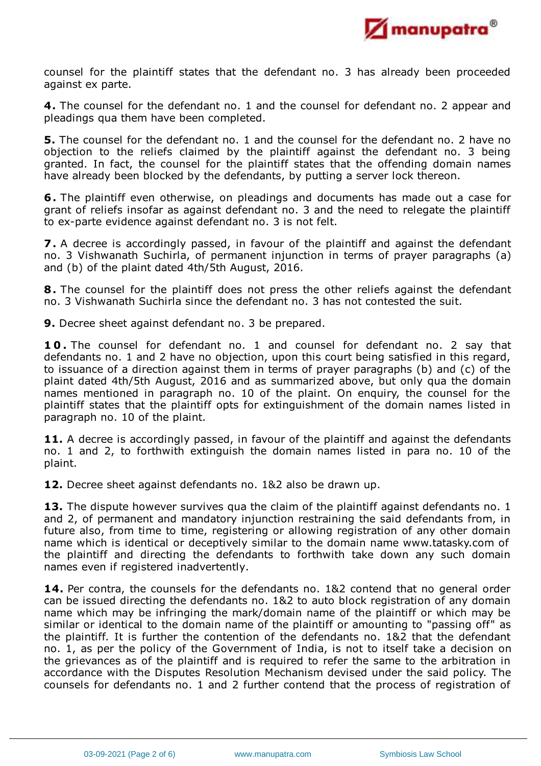counsel for the plaintiff states that the defendant no. 3 has already been proceeded against ex parte.

**4.** The counsel for the defendant no. 1 and the counsel for defendant no. 2 appear and pleadings qua them have been completed.

**5.** The counsel for the defendant no. 1 and the counsel for the defendant no. 2 have no objection to the reliefs claimed by the plaintiff against the defendant no. 3 being granted. In fact, the counsel for the plaintiff states that the offending domain names have already been blocked by the defendants, by putting a server lock thereon.

**6.** The plaintiff even otherwise, on pleadings and documents has made out a case for grant of reliefs insofar as against defendant no. 3 and the need to relegate the plaintiff to ex-parte evidence against defendant no. 3 is not felt.

**7.** A decree is accordingly passed, in favour of the plaintiff and against the defendant no. 3 Vishwanath Suchirla, of permanent injunction in terms of prayer paragraphs (a) and (b) of the plaint dated 4th/5th August, 2016.

**8.** The counsel for the plaintiff does not press the other reliefs against the defendant no. 3 Vishwanath Suchirla since the defendant no. 3 has not contested the suit.

**9.** Decree sheet against defendant no. 3 be prepared.

**10.** The counsel for defendant no. 1 and counsel for defendant no. 2 say that defendants no. 1 and 2 have no objection, upon this court being satisfied in this regard, to issuance of a direction against them in terms of prayer paragraphs (b) and (c) of the plaint dated 4th/5th August, 2016 and as summarized above, but only qua the domain names mentioned in paragraph no. 10 of the plaint. On enquiry, the counsel for the plaintiff states that the plaintiff opts for extinguishment of the domain names listed in paragraph no. 10 of the plaint.

**11.** A decree is accordingly passed, in favour of the plaintiff and against the defendants no. 1 and 2, to forthwith extinguish the domain names listed in para no. 10 of the plaint.

**12.** Decree sheet against defendants no. 1&2 also be drawn up.

**13.** The dispute however survives qua the claim of the plaintiff against defendants no. 1 and 2, of permanent and mandatory injunction restraining the said defendants from, in future also, from time to time, registering or allowing registration of any other domain name which is identical or deceptively similar to the domain name www.tatasky.com of the plaintiff and directing the defendants to forthwith take down any such domain names even if registered inadvertently.

**14.** Per contra, the counsels for the defendants no. 1&2 contend that no general order can be issued directing the defendants no. 1&2 to auto block registration of any domain name which may be infringing the mark/domain name of the plaintiff or which may be similar or identical to the domain name of the plaintiff or amounting to "passing off" as the plaintiff. It is further the contention of the defendants no. 1&2 that the defendant no. 1, as per the policy of the Government of India, is not to itself take a decision on the grievances as of the plaintiff and is required to refer the same to the arbitration in accordance with the Disputes Resolution Mechanism devised under the said policy. The counsels for defendants no. 1 and 2 further contend that the process of registration of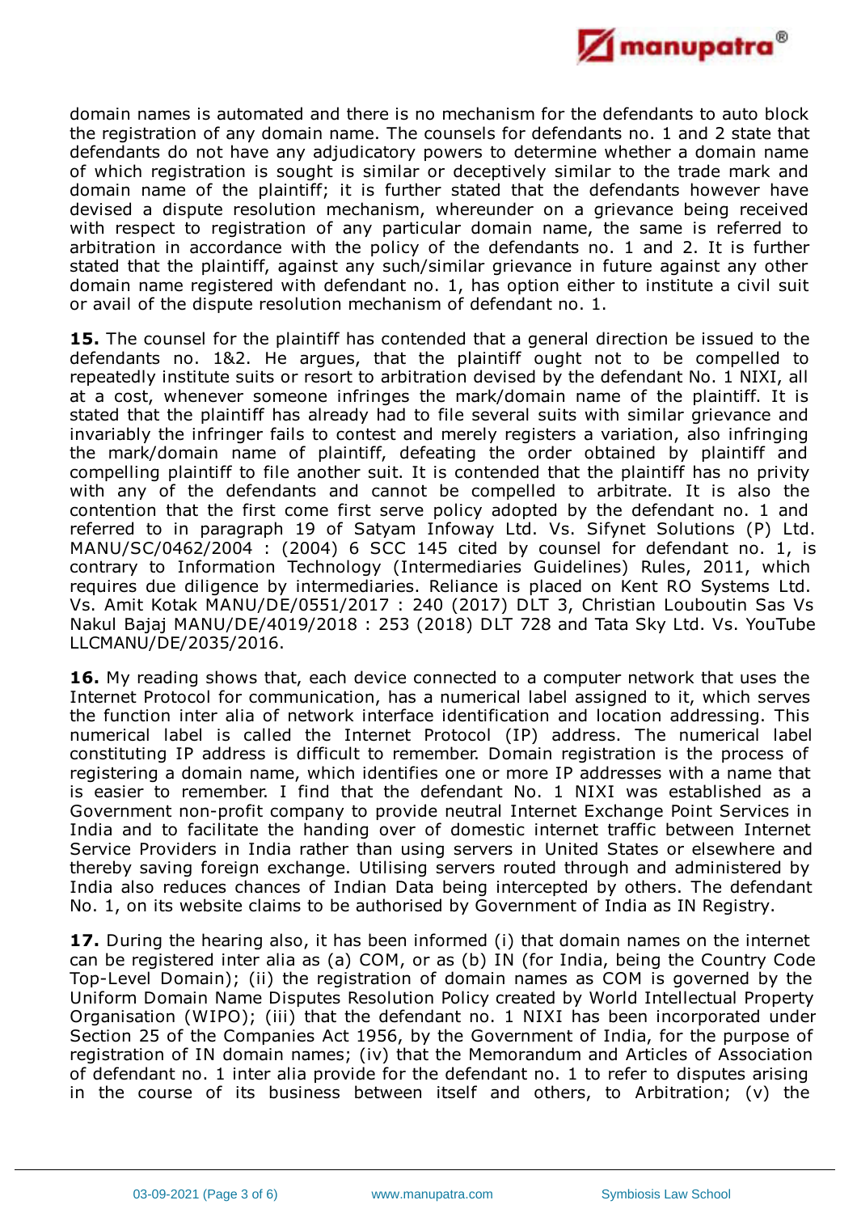domain names is automated and there is no mechanism for the defendants to auto block the registration of any domain name. The counsels for defendants no. 1 and 2 state that defendants do not have any adjudicatory powers to determine whether a domain name of which registration is sought is similar or deceptively similar to the trade mark and domain name of the plaintiff; it is further stated that the defendants however have devised a dispute resolution mechanism, whereunder on a grievance being received with respect to registration of any particular domain name, the same is referred to arbitration in accordance with the policy of the defendants no. 1 and 2. It is further stated that the plaintiff, against any such/similar grievance in future against any other domain name registered with defendant no. 1, has option either to institute a civil suit or avail of the dispute resolution mechanism of defendant no. 1.

**15.** The counsel for the plaintiff has contended that a general direction be issued to the defendants no. 1&2. He argues, that the plaintiff ought not to be compelled to repeatedly institute suits or resort to arbitration devised by the defendant No. 1 NIXI, all at a cost, whenever someone infringes the mark/domain name of the plaintiff. It is stated that the plaintiff has already had to file several suits with similar grievance and invariably the infringer fails to contest and merely registers a variation, also infringing the mark/domain name of plaintiff, defeating the order obtained by plaintiff and compelling plaintiff to file another suit. It is contended that the plaintiff has no privity with any of the defendants and cannot be compelled to arbitrate. It is also the contention that the first come first serve policy adopted by the defendant no. 1 and referred to in paragraph 19 of Satyam Infoway Ltd. Vs. Sifynet Solutions (P) Ltd. MANU/SC/0462/2004 : (2004) 6 SCC 145 cited by counsel for defendant no. 1, is contrary to Information Technology (Intermediaries Guidelines) Rules, 2011, which requires due diligence by intermediaries. Reliance is placed on Kent RO Systems Ltd. Vs. Amit Kotak MANU/DE/0551/2017 : 240 (2017) DLT 3, Christian Louboutin Sas Vs Nakul Bajaj MANU/DE/4019/2018 : 253 (2018) DLT 728 and Tata Sky Ltd. Vs. YouTube LLCMANU/DE/2035/2016.

**16.** My reading shows that, each device connected to a computer network that uses the Internet Protocol for communication, has a numerical label assigned to it, which serves the function inter alia of network interface identification and location addressing. This numerical label is called the Internet Protocol (IP) address. The numerical label constituting IP address is difficult to remember. Domain registration is the process of registering a domain name, which identifies one or more IP addresses with a name that is easier to remember. I find that the defendant No. 1 NIXI was established as a Government non-profit company to provide neutral Internet Exchange Point Services in India and to facilitate the handing over of domestic internet traffic between Internet Service Providers in India rather than using servers in United States or elsewhere and thereby saving foreign exchange. Utilising servers routed through and administered by India also reduces chances of Indian Data being intercepted by others. The defendant No. 1, on its website claims to be authorised by Government of India as IN Registry.

**17.** During the hearing also, it has been informed (i) that domain names on the internet can be registered inter alia as (a) COM, or as (b) IN (for India, being the Country Code Top-Level Domain); (ii) the registration of domain names as COM is governed by the Uniform Domain Name Disputes Resolution Policy created by World Intellectual Property Organisation (WIPO); (iii) that the defendant no. 1 NIXI has been incorporated under Section 25 of the Companies Act 1956, by the Government of India, for the purpose of registration of IN domain names; (iv) that the Memorandum and Articles of Association of defendant no. 1 inter alia provide for the defendant no. 1 to refer to disputes arising in the course of its business between itself and others, to Arbitration; (v) the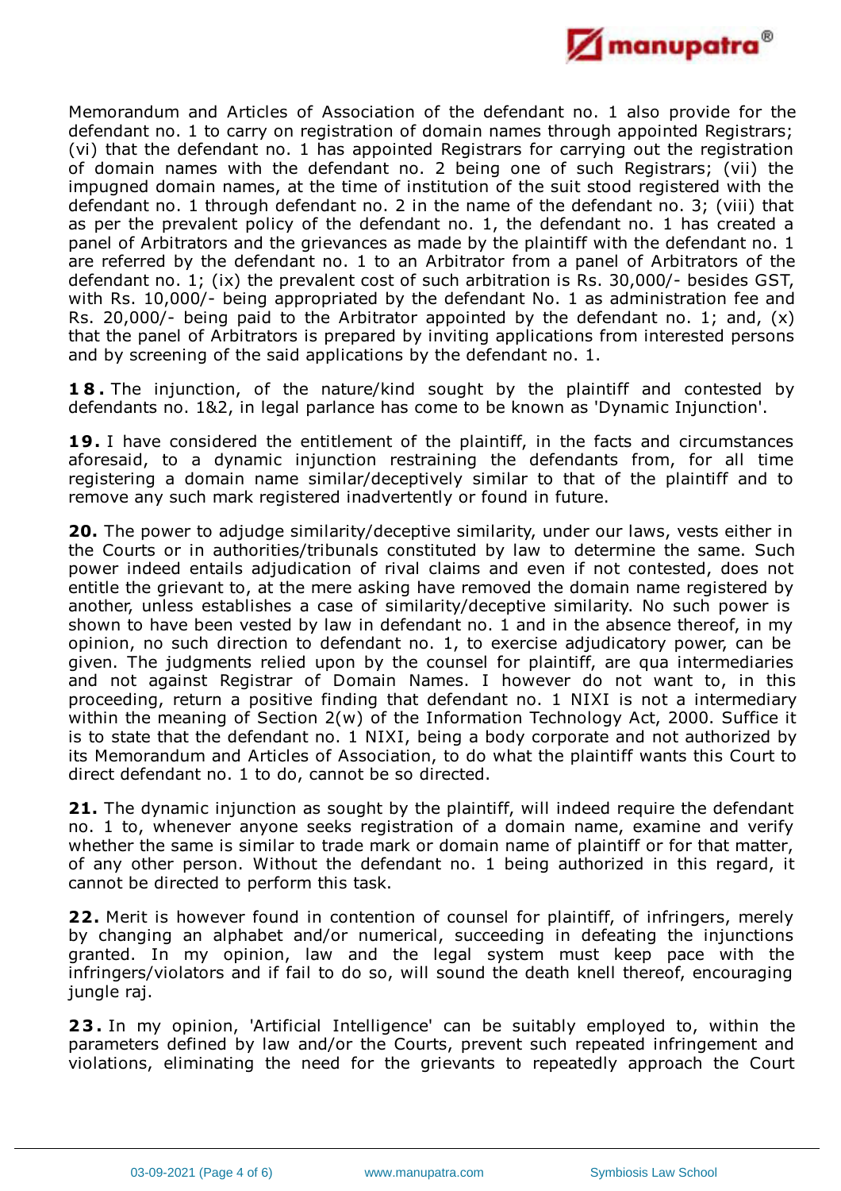Memorandum and Articles of Association of the defendant no. 1 also provide for the defendant no. 1 to carry on registration of domain names through appointed Registrars; (vi) that the defendant no. 1 has appointed Registrars for carrying out the registration of domain names with the defendant no. 2 being one of such Registrars; (vii) the impugned domain names, at the time of institution of the suit stood registered with the defendant no. 1 through defendant no. 2 in the name of the defendant no. 3; (viii) that as per the prevalent policy of the defendant no. 1, the defendant no. 1 has created a panel of Arbitrators and the grievances as made by the plaintiff with the defendant no. 1 are referred by the defendant no. 1 to an Arbitrator from a panel of Arbitrators of the defendant no. 1; (ix) the prevalent cost of such arbitration is Rs. 30,000/- besides GST, with Rs. 10,000/- being appropriated by the defendant No. 1 as administration fee and Rs. 20,000/- being paid to the Arbitrator appointed by the defendant no. 1; and, (x) that the panel of Arbitrators is prepared by inviting applications from interested persons and by screening of the said applications by the defendant no. 1.

**18.** The injunction, of the nature/kind sought by the plaintiff and contested by defendants no. 1&2, in legal parlance has come to be known as 'Dynamic Injunction'.

**19.** I have considered the entitlement of the plaintiff, in the facts and circumstances aforesaid, to a dynamic injunction restraining the defendants from, for all time registering a domain name similar/deceptively similar to that of the plaintiff and to remove any such mark registered inadvertently or found in future.

**20.** The power to adjudge similarity/deceptive similarity, under our laws, vests either in the Courts or in authorities/tribunals constituted by law to determine the same. Such power indeed entails adjudication of rival claims and even if not contested, does not entitle the grievant to, at the mere asking have removed the domain name registered by another, unless establishes a case of similarity/deceptive similarity. No such power is shown to have been vested by law in defendant no. 1 and in the absence thereof, in my opinion, no such direction to defendant no. 1, to exercise adjudicatory power, can be given. The judgments relied upon by the counsel for plaintiff, are qua intermediaries and not against Registrar of Domain Names. I however do not want to, in this proceeding, return a positive finding that defendant no. 1 NIXI is not a intermediary within the meaning of Section 2(w) of the Information Technology Act, 2000. Suffice it is to state that the defendant no. 1 NIXI, being a body corporate and not authorized by its Memorandum and Articles of Association, to do what the plaintiff wants this Court to direct defendant no. 1 to do, cannot be so directed.

**21.** The dynamic injunction as sought by the plaintiff, will indeed require the defendant no. 1 to, whenever anyone seeks registration of a domain name, examine and verify whether the same is similar to trade mark or domain name of plaintiff or for that matter, of any other person. Without the defendant no. 1 being authorized in this regard, it cannot be directed to perform this task.

**22.** Merit is however found in contention of counsel for plaintiff, of infringers, merely by changing an alphabet and/or numerical, succeeding in defeating the injunctions granted. In my opinion, law and the legal system must keep pace with the infringers/violators and if fail to do so, will sound the death knell thereof, encouraging jungle raj.

**23.** In my opinion, 'Artificial Intelligence' can be suitably employed to, within the parameters defined by law and/or the Courts, prevent such repeated infringement and violations, eliminating the need for the grievants to repeatedly approach the Court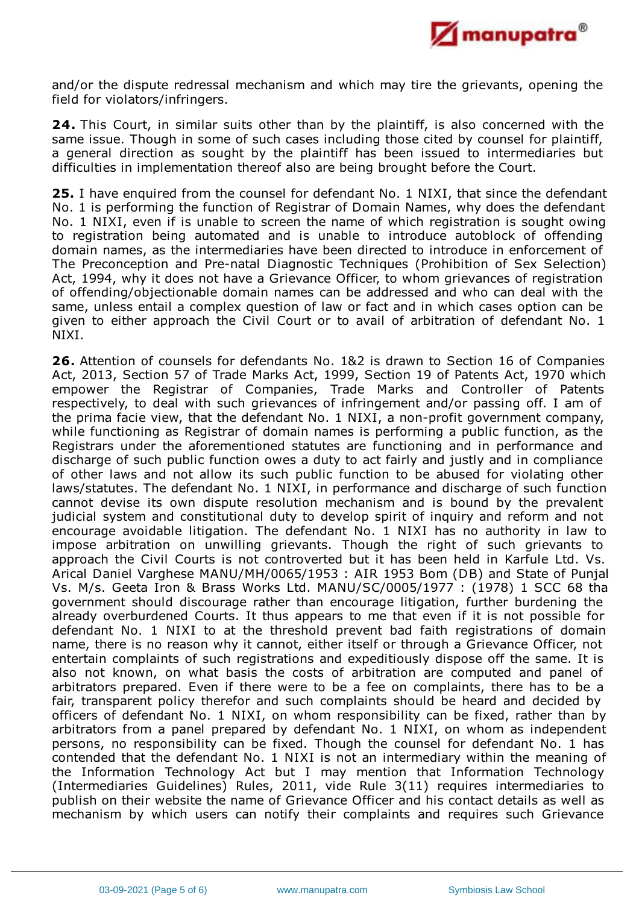and/or the dispute redressal mechanism and which may tire the grievants, opening the field for violators/infringers.

**24.** This Court, in similar suits other than by the plaintiff, is also concerned with the same issue. Though in some of such cases including those cited by counsel for plaintiff, a general direction as sought by the plaintiff has been issued to intermediaries but difficulties in implementation thereof also are being brought before the Court.

**25.** I have enquired from the counsel for defendant No. 1 NIXI, that since the defendant No. 1 is performing the function of Registrar of Domain Names, why does the defendant No. 1 NIXI, even if is unable to screen the name of which registration is sought owing to registration being automated and is unable to introduce autoblock of offending domain names, as the intermediaries have been directed to introduce in enforcement of The Preconception and Pre-natal Diagnostic Techniques (Prohibition of Sex Selection) Act, 1994, why it does not have a Grievance Officer, to whom grievances of registration of offending/objectionable domain names can be addressed and who can deal with the same, unless entail a complex question of law or fact and in which cases option can be given to either approach the Civil Court or to avail of arbitration of defendant No. 1 NIXI.

**26.** Attention of counsels for defendants No. 1&2 is drawn to Section 16 of Companies Act, 2013, Section 57 of Trade Marks Act, 1999, Section 19 of Patents Act, 1970 which empower the Registrar of Companies, Trade Marks and Controller of Patents respectively, to deal with such grievances of infringement and/or passing off. I am of the prima facie view, that the defendant No. 1 NIXI, a non-profit government company, while functioning as Registrar of domain names is performing a public function, as the Registrars under the aforementioned statutes are functioning and in performance and discharge of such public function owes a duty to act fairly and justly and in compliance of other laws and not allow its such public function to be abused for violating other laws/statutes. The defendant No. 1 NIXI, in performance and discharge of such function cannot devise its own dispute resolution mechanism and is bound by the prevalent judicial system and constitutional duty to develop spirit of inquiry and reform and not encourage avoidable litigation. The defendant No. 1 NIXI has no authority in law to impose arbitration on unwilling grievants. Though the right of such grievants to approach the Civil Courts is not controverted but it has been held in Karfule Ltd. Vs. Arical Daniel Varghese MANU/MH/0065/1953 : AIR 1953 Bom (DB) and State of Punjab Vs. M/s. Geeta Iron & Brass Works Ltd. MANU/SC/0005/1977 : (1978) 1 SCC 68 that government should discourage rather than encourage litigation, further burdening the already overburdened Courts. It thus appears to me that even if it is not possible for defendant No. 1 NIXI to at the threshold prevent bad faith registrations of domain name, there is no reason why it cannot, either itself or through a Grievance Officer, not entertain complaints of such registrations and expeditiously dispose off the same. It is also not known, on what basis the costs of arbitration are computed and panel of arbitrators prepared. Even if there were to be a fee on complaints, there has to be a fair, transparent policy therefor and such complaints should be heard and decided by officers of defendant No. 1 NIXI, on whom responsibility can be fixed, rather than by arbitrators from a panel prepared by defendant No. 1 NIXI, on whom as independent persons, no responsibility can be fixed. Though the counsel for defendant No. 1 has contended that the defendant No. 1 NIXI is not an intermediary within the meaning of the Information Technology Act but I may mention that Information Technology (Intermediaries Guidelines) Rules, 2011, vide Rule 3(11) requires intermediaries to publish on their website the name of Grievance Officer and his contact details as well as mechanism by which users can notify their complaints and requires such Grievance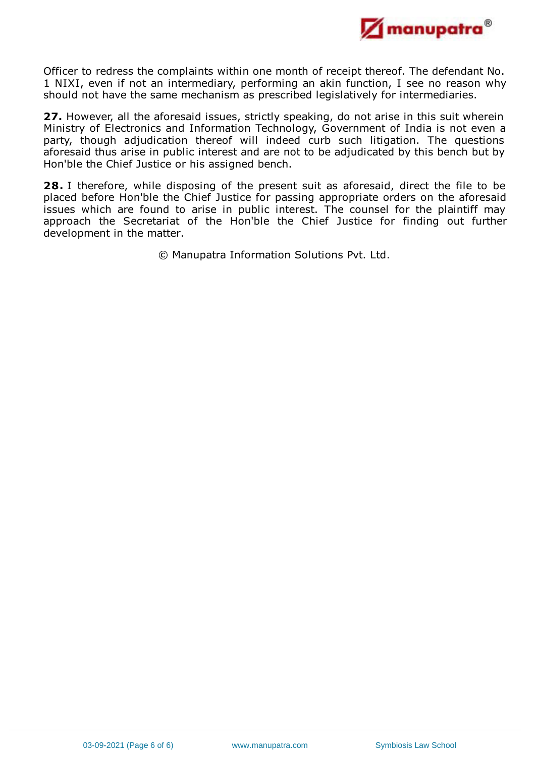Officer to redress the complaints within one month of receipt thereof. The defendant No. 1 NIXI, even if not an intermediary, performing an akin function, I see no reason why should not have the same mechanism as prescribed legislatively for intermediaries.

**27.** However, all the aforesaid issues, strictly speaking, do not arise in this suit wherein Ministry of Electronics and Information Technology, Government of India is not even a party, though adjudication thereof will indeed curb such litigation. The questions aforesaid thus arise in public interest and are not to be adjudicated by this bench but by Hon'ble the Chief Justice or his assigned bench.

**28.** I therefore, while disposing of the present suit as aforesaid, direct the file to be placed before Hon'ble the Chief Justice for passing appropriate orders on the aforesaid issues which are found to arise in public interest. The counsel for the plaintiff may approach the Secretariat of the Hon'ble the Chief Justice for finding out further development in the matter.

© Manupatra Information Solutions Pvt. Ltd.